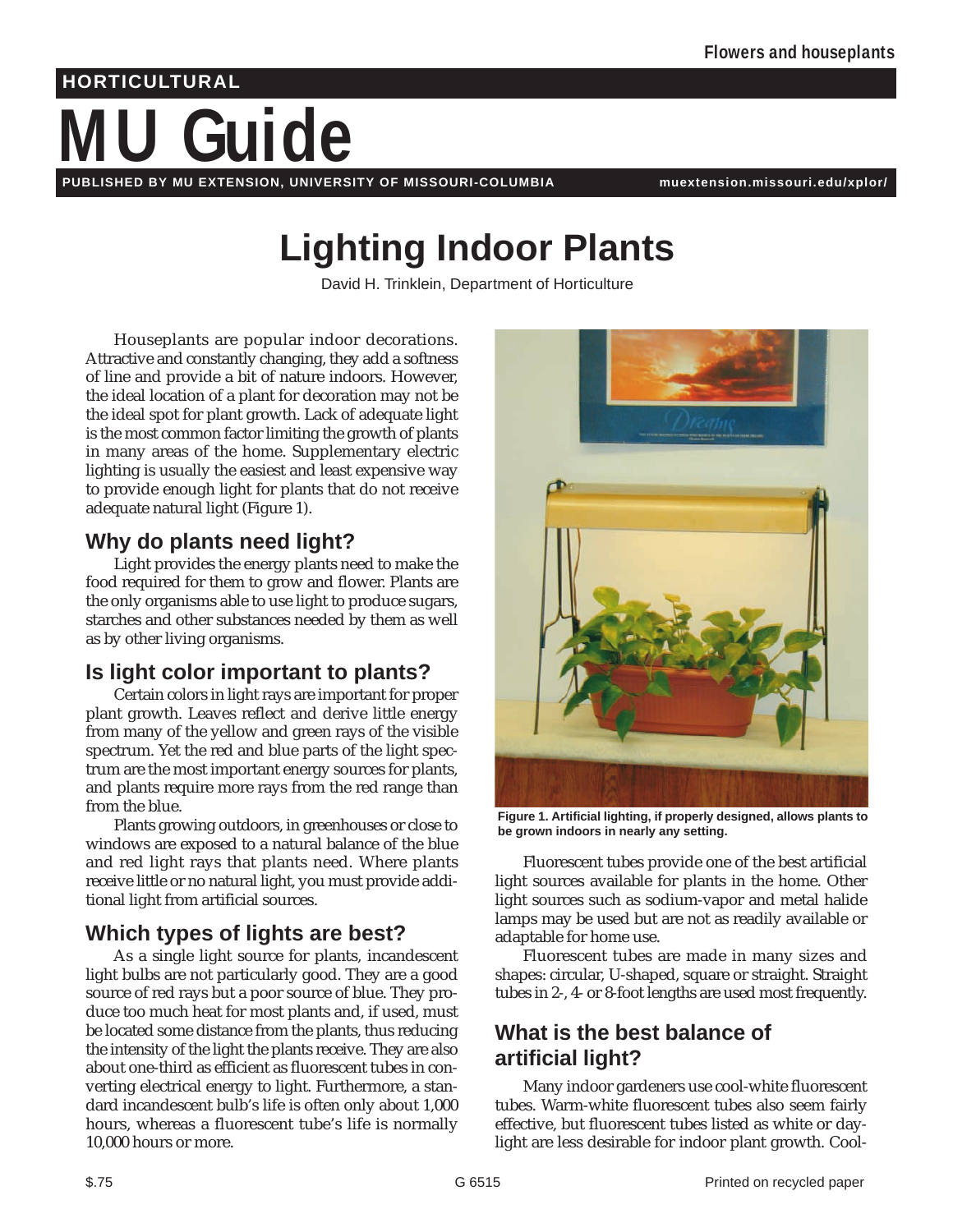HORTICULTURAL

# MU Guide

PUBLISHED BY MU EXTENSION, UNIVERSITY OF MISSOURI-COLUMBIA muextension.missouri.edu/xplor/

# Lighting Indoor Plants

David H. Trinklein, Department of Horticulture

Houseplants are popular indoor decorations. Attractive and constantly changing, they add a softness of line and provide a bit of nature indoors. However, the ideal location of a plant for decoration may not be the ideal spot for plant growth. Lack of adequate light is the most common factor limiting the growth of plants in many areas of the home. Supplementary electric lighting is usually the easiest and least expensive way to provide enough light for plants that do not receive adequate natural light (Figure 1).

## Why do plants need light?

Light provides the energy plants need to make the food required for them to grow and flower. Plants are the only organisms able to use light to produce sugars, starches and other substances needed by them as well as by other living organisms.

## Is light color important to plants?

Certain colors in light rays are important for proper plant growth. Leaves reflect and derive little energy from many of the yellow and green rays of the visible spectrum. Yet the red and blue parts of the light spectrum are the most important energy sources for plants, and plants require more rays from the red range than from the blue.

Plants growing outdoors, in greenhouses or close to windows are exposed to a natural balance of the blue and red light rays that plants need. Where plants receive little or no natural light, you must provide additional light from artificial sources.

## Which types of lights are best?

As a single light source for plants, incandescent light bulbs are not particularly good. They are a good source of red rays but a poor source of blue. They produce too much heat for most plants and, if used, must be located some distance from the plants, thus reducing the intensity of the light the plants receive. They are also about one-third as efficient as fluorescent tubes in converting electrical energy to light. Furthermore, a standard incandescent bulb's life is often only about 1,000 hours, whereas a fluorescent tube's life is normally 10,000 hours or more.

**Figure 1. Artificial lighting, if properly designed, allows plants to be grown indoors in nearly any setting.**

Fluorescent tubes provide one of the best artificial light sources available for plants in the home. Other light sources such as sodium-vapor and metal halide lamps may be used but are not as readily available or adaptable for home use.

Fluorescent tubes are made in many sizes and shapes: circular, U-shaped, square or straight. Straight tubes in 2-, 4- or 8-foot lengths are used most frequently.

## What is the best balance of artificial light?

Many indoor gardeners use cool-white fluorescent tubes. Warm-white fluorescent tubes also seem fairly effective, but fluorescent tubes listed as white or daylight are less desirable for indoor plant growth. Cool-

$.75 G 6515 Printed on recycled paper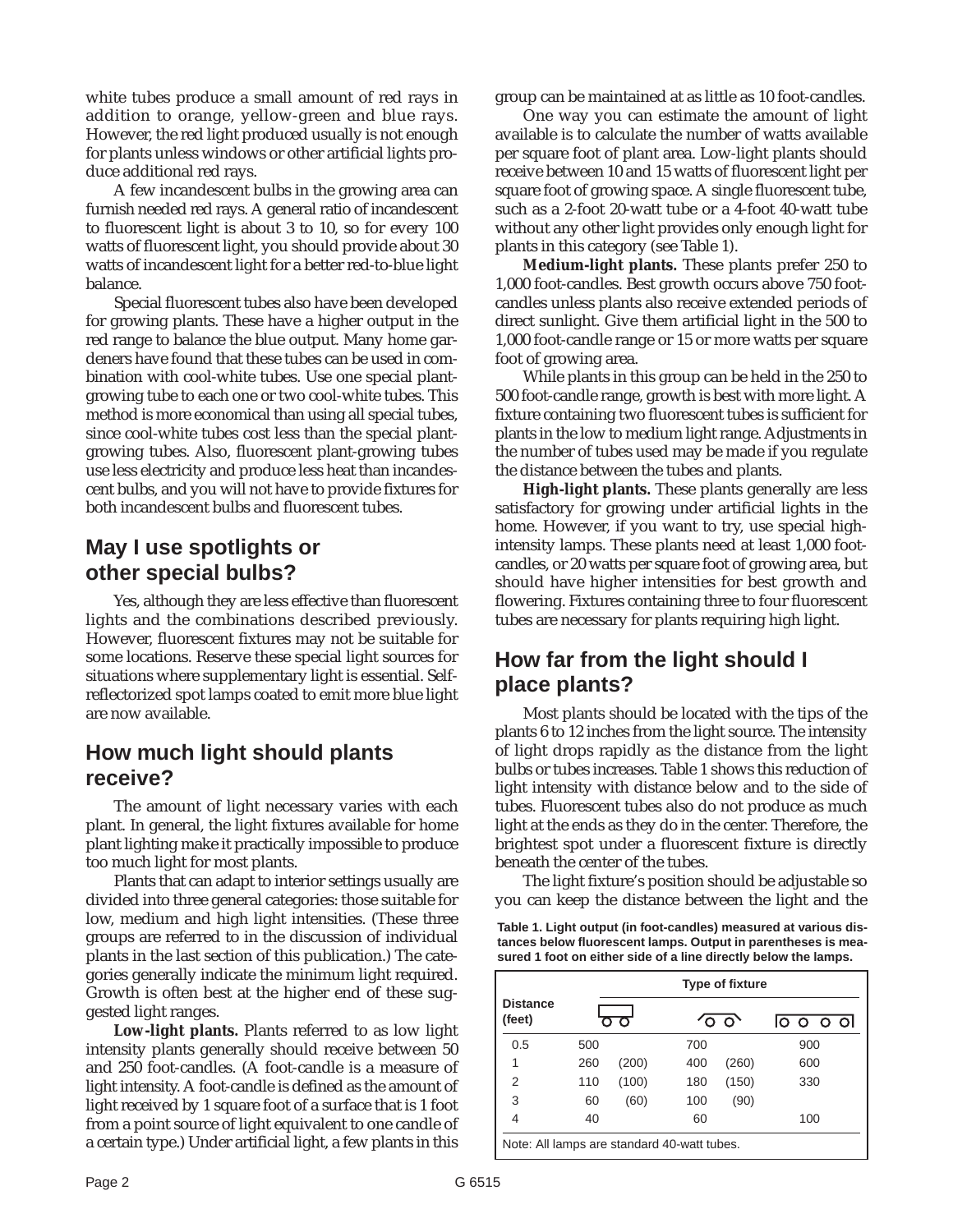white tubes produce a small amount of red rays in addition to orange, yellow-green and blue rays. However, the red light produced usually is not enough for plants unless windows or other artificial lights produce additional red rays.

A few incandescent bulbs in the growing area can furnish needed red rays. A general ratio of incandescent to fluorescent light is about 3 to 10, so for every 100 watts of fluorescent light, you should provide about 30 watts of incandescent light for a better red-to-blue light balance.

Special fluorescent tubes also have been developed for growing plants. These have a higher output in the red range to balance the blue output. Many home gardeners have found that these tubes can be used in combination with cool-white tubes. Use one special plant-growing tube to each one or two cool-white tubes. This method is more economical than using all special tubes, since cool-white tubes cost less than the special plant-growing tubes. Also, fluorescent plant-growing tubes use less electricity and produce less heat than incandescent bulbs, and you will not have to provide fixtures for both incandescent bulbs and fluorescent tubes.

## May I use spotlights or other special bulbs?

Yes, although they are less effective than fluorescent lights and the combinations described previously. However, fluorescent fixtures may not be suitable for some locations. Reserve these special light sources for situations where supplementary light is essential. Self-reflectorized spot lamps coated to emit more blue light are now available.

## How much light should plants receive?

The amount of light necessary varies with each plant. In general, the light fixtures available for home plant lighting make it practically impossible to produce too much light for most plants.

Plants that can adapt to interior settings usually are divided into three general categories: those suitable for low, medium and high light intensities. (These three groups are referred to in the discussion of individual plants in the last section of this publication.) The categories generally indicate the minimum light required. Growth is often best at the higher end of these suggested light ranges.

**Low-light plants.** Plants referred to as low light intensity plants generally should receive between 50 and 250 foot-candles. (A foot-candle is a measure of light intensity. A foot-candle is defined as the amount of light received by 1 square foot of a surface that is 1 foot from a point source of light equivalent to one candle of a certain type.) Under artificial light, a few plants in this group can be maintained at as little as 10 foot-candles.

One way you can estimate the amount of light available is to calculate the number of watts available per square foot of plant area. Low-light plants should receive between 10 and 15 watts of fluorescent light per square foot of growing space. A single fluorescent tube, such as a 2-foot 20-watt tube or a 4-foot 40-watt tube without any other light provides only enough light for plants in this category (see Table 1).

**Medium-light plants.** These plants prefer 250 to 1,000 foot-candles. Best growth occurs above 750 foot-candles unless plants also receive extended periods of direct sunlight. Give them artificial light in the 500 to 1,000 foot-candle range or 15 or more watts per square foot of growing area.

While plants in this group can be held in the 250 to 500 foot-candle range, growth is best with more light. A fixture containing two fluorescent tubes is sufficient for plants in the low to medium light range. Adjustments in the number of tubes used may be made if you regulate the distance between the tubes and plants.

**High-light plants.** These plants generally are less satisfactory for growing under artificial lights in the home. However, if you want to try, use special high-intensity lamps. These plants need at least 1,000 foot-candles, or 20 watts per square foot of growing area, but should have higher intensities for best growth and flowering. Fixtures containing three to four fluorescent tubes are necessary for plants requiring high light.

## How far from the light should I place plants?

Most plants should be located with the tips of the plants 6 to 12 inches from the light source. The intensity of light drops rapidly as the distance from the light bulbs or tubes increases. Table 1 shows this reduction of light intensity with distance below and to the side of tubes. Fluorescent tubes also do not produce as much light at the ends as they do in the center. Therefore, the brightest spot under a fluorescent fixture is directly beneath the center of the tubes.

The light fixture's position should be adjustable so you can keep the distance between the light and the

**Table 1. Light output (in foot-candles) measured at various distances below fluorescent lamps. Output in parentheses is measured 1 foot on either side of a line directly below the lamps.**

| Distance (feet) | Type of fixture: two tubes (enclosed) | | Two tubes (open reflector) | | Four tubes |
|---|---|---|---|---|---|
| 0.5 | 500 | | 700 | | 900 |
| 1 | 260 | (200) | 400 | (260) | 600 |
| 2 | 110 | (100) | 180 | (150) | 330 |
| 3 | 60 | (60) | 100 | (90) | |
| 4 | 40 | | 60 | | 100 |

Note: All lamps are standard 40-watt tubes.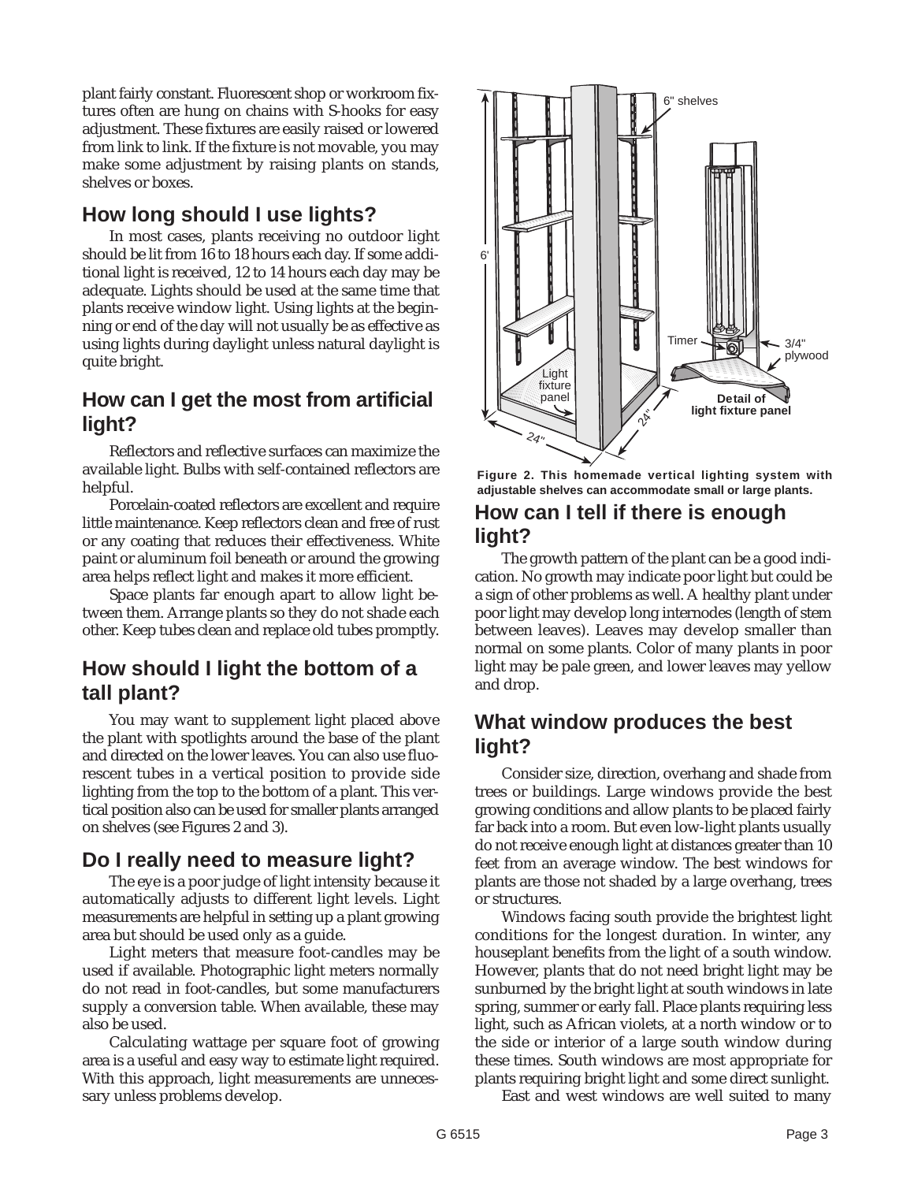plant fairly constant. Fluorescent shop or workroom fixtures often are hung on chains with S-hooks for easy adjustment. These fixtures are easily raised or lowered from link to link. If the fixture is not movable, you may make some adjustment by raising plants on stands, shelves or boxes.

## How long should I use lights?

In most cases, plants receiving no outdoor light should be lit from 16 to 18 hours each day. If some additional light is received, 12 to 14 hours each day may be adequate. Lights should be used at the same time that plants receive window light. Using lights at the beginning or end of the day will not usually be as effective as using lights during daylight unless natural daylight is quite bright.

## How can I get the most from artificial light?

Reflectors and reflective surfaces can maximize the available light. Bulbs with self-contained reflectors are helpful.

Porcelain-coated reflectors are excellent and require little maintenance. Keep reflectors clean and free of rust or any coating that reduces their effectiveness. White paint or aluminum foil beneath or around the growing area helps reflect light and makes it more efficient.

Space plants far enough apart to allow light between them. Arrange plants so they do not shade each other. Keep tubes clean and replace old tubes promptly.

## How should I light the bottom of a tall plant?

You may want to supplement light placed above the plant with spotlights around the base of the plant and directed on the lower leaves. You can also use fluorescent tubes in a vertical position to provide side lighting from the top to the bottom of a plant. This vertical position also can be used for smaller plants arranged on shelves (see Figures 2 and 3).

## Do I really need to measure light?

The eye is a poor judge of light intensity because it automatically adjusts to different light levels. Light measurements are helpful in setting up a plant growing area but should be used only as a guide.

Light meters that measure foot-candles may be used if available. Photographic light meters normally do not read in foot-candles, but some manufacturers supply a conversion table. When available, these may also be used.

Calculating wattage per square foot of growing area is a useful and easy way to estimate light required. With this approach, light measurements are unnecessary unless problems develop.

6" shelves

6'

Light fixture panel

24"

24"

Timer

3/4" plywood

Detail of light fixture panel

**Figure 2. This homemade vertical lighting system with adjustable shelves can accommodate small or large plants.**

## How can I tell if there is enough light?

The growth pattern of the plant can be a good indication. No growth may indicate poor light but could be a sign of other problems as well. A healthy plant under poor light may develop long internodes (length of stem between leaves). Leaves may develop smaller than normal on some plants. Color of many plants in poor light may be pale green, and lower leaves may yellow and drop.

## What window produces the best light?

Consider size, direction, overhang and shade from trees or buildings. Large windows provide the best growing conditions and allow plants to be placed fairly far back into a room. But even low-light plants usually do not receive enough light at distances greater than 10 feet from an average window. The best windows for plants are those not shaded by a large overhang, trees or structures.

Windows facing south provide the brightest light conditions for the longest duration. In winter, any houseplant benefits from the light of a south window. However, plants that do not need bright light may be sunburned by the bright light at south windows in late spring, summer or early fall. Place plants requiring less light, such as African violets, at a north window or to the side or interior of a large south window during these times. South windows are most appropriate for plants requiring bright light and some direct sunlight.

East and west windows are well suited to many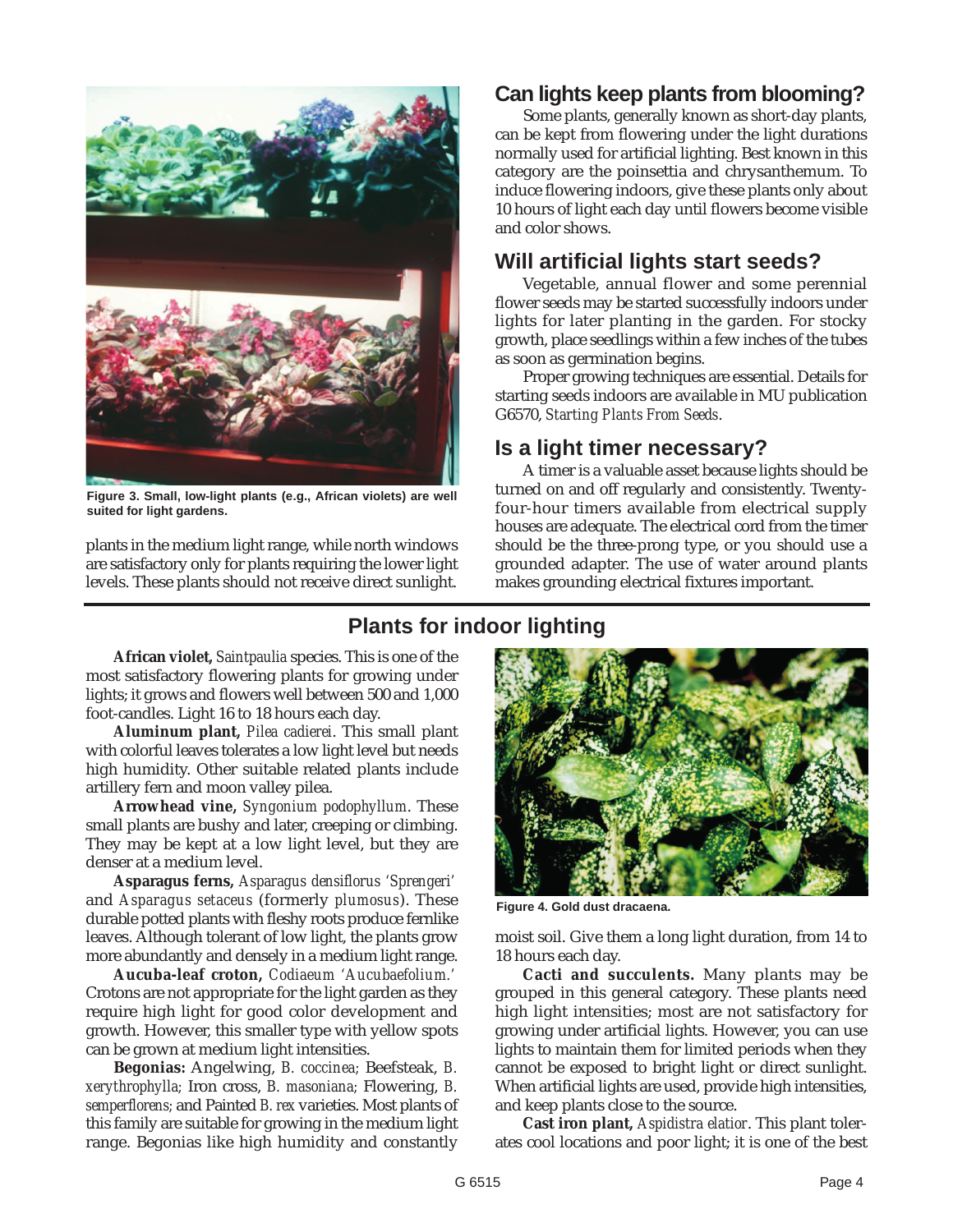Figure 3. Small, low-light plants (e.g., African violets) are well suited for light gardens.

plants in the medium light range, while north windows are satisfactory only for plants requiring the lower light levels. These plants should not receive direct sunlight.

## Can lights keep plants from blooming?

Some plants, generally known as short-day plants, can be kept from flowering under the light durations normally used for artificial lighting. Best known in this category are the poinsettia and chrysanthemum. To induce flowering indoors, give these plants only about 10 hours of light each day until flowers become visible and color shows.

## Will artificial lights start seeds?

Vegetable, annual flower and some perennial flower seeds may be started successfully indoors under lights for later planting in the garden. For stocky growth, place seedlings within a few inches of the tubes as soon as germination begins.

Proper growing techniques are essential. Details for starting seeds indoors are available in MU publication G6570, *Starting Plants From Seeds*.

## Is a light timer necessary?

A timer is a valuable asset because lights should be turned on and off regularly and consistently. Twenty-four-hour timers available from electrical supply houses are adequate. The electrical cord from the timer should be the three-prong type, or you should use a grounded adapter. The use of water around plants makes grounding electrical fixtures important.

## Plants for indoor lighting

**African violet,** *Saintpaulia* species. This is one of the most satisfactory flowering plants for growing under lights; it grows and flowers well between 500 and 1,000 foot-candles. Light 16 to 18 hours each day.

**Aluminum plant,** *Pilea cadierei*. This small plant with colorful leaves tolerates a low light level but needs high humidity. Other suitable related plants include artillery fern and moon valley pilea.

**Arrowhead vine,** *Syngonium podophyllum*. These small plants are bushy and later, creeping or climbing. They may be kept at a low light level, but they are denser at a medium level.

**Asparagus ferns,** *Asparagus densiflorus* 'Sprengeri' and *Asparagus setaceus* (formerly *plumosus*). These durable potted plants with fleshy roots produce fernlike leaves. Although tolerant of low light, the plants grow more abundantly and densely in a medium light range.

**Aucuba-leaf croton,** *Codiaeum* 'Aucubaefolium.' Crotons are not appropriate for the light garden as they require high light for good color development and growth. However, this smaller type with yellow spots can be grown at medium light intensities.

**Begonias:** Angelwing, *B. coccinea;* Beefsteak, *B. xerythrophylla;* Iron cross, *B. masoniana;* Flowering, *B. semperflorens;* and Painted *B. rex* varieties. Most plants of this family are suitable for growing in the medium light range. Begonias like high humidity and constantly moist soil. Give them a long light duration, from 14 to 18 hours each day.

Figure 4. Gold dust dracaena.

**Cacti and succulents.** Many plants may be grouped in this general category. These plants need high light intensities; most are not satisfactory for growing under artificial lights. However, you can use lights to maintain them for limited periods when they cannot be exposed to bright light or direct sunlight. When artificial lights are used, provide high intensities, and keep plants close to the source.

**Cast iron plant,** *Aspidistra elatior*. This plant tolerates cool locations and poor light; it is one of the best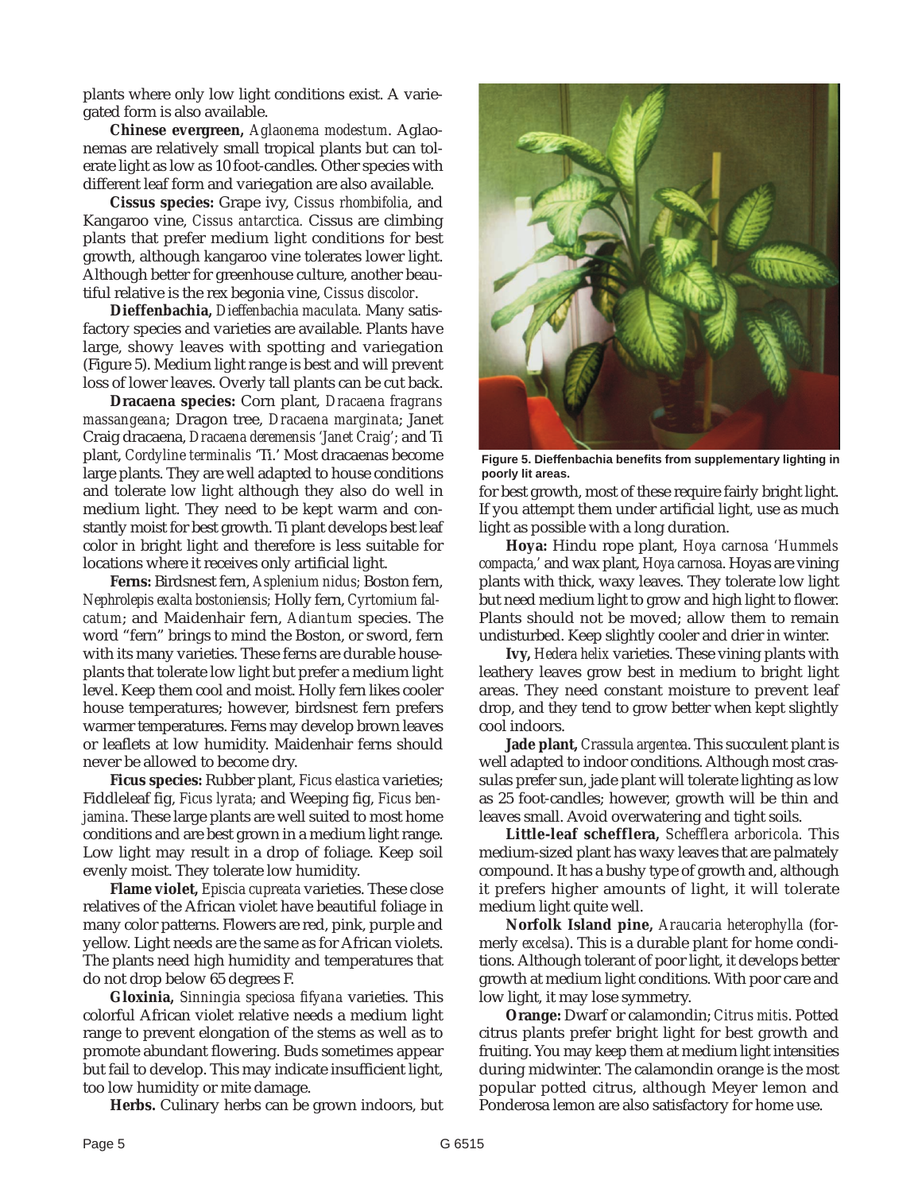plants where only low light conditions exist. A variegated form is also available.

**Chinese evergreen,** *Aglaonema modestum*. Aglaonemas are relatively small tropical plants but can tolerate light as low as 10 foot-candles. Other species with different leaf form and variegation are also available.

**Cissus species:** Grape ivy, *Cissus rhombifolia*, and Kangaroo vine, *Cissus antarctica*. Cissus are climbing plants that prefer medium light conditions for best growth, although kangaroo vine tolerates lower light. Although better for greenhouse culture, another beautiful relative is the rex begonia vine, *Cissus discolor*.

**Dieffenbachia,** *Dieffenbachia maculata*. Many satisfactory species and varieties are available. Plants have large, showy leaves with spotting and variegation (Figure 5). Medium light range is best and will prevent loss of lower leaves. Overly tall plants can be cut back.

**Dracaena species:** Corn plant, *Dracaena fragrans massangeana*; Dragon tree, *Dracaena marginata*; Janet Craig dracaena, *Dracaena deremensis 'Janet Craig'*; and Ti plant, *Cordyline terminalis* 'Ti.' Most dracaenas become large plants. They are well adapted to house conditions and tolerate low light although they also do well in medium light. They need to be kept warm and constantly moist for best growth. Ti plant develops best leaf color in bright light and therefore is less suitable for locations where it receives only artificial light.

**Ferns:** Birdsnest fern, *Asplenium nidus*; Boston fern, *Nephrolepis exalta bostoniensis*; Holly fern, *Cyrtomium falcatum*; and Maidenhair fern, *Adiantum* species. The word "fern" brings to mind the Boston, or sword, fern with its many varieties. These ferns are durable houseplants that tolerate low light but prefer a medium light level. Keep them cool and moist. Holly fern likes cooler house temperatures; however, birdsnest fern prefers warmer temperatures. Ferns may develop brown leaves or leaflets at low humidity. Maidenhair ferns should never be allowed to become dry.

**Ficus species:** Rubber plant, *Ficus elastica* varieties; Fiddleleaf fig, *Ficus lyrata*; and Weeping fig, *Ficus benjamina*. These large plants are well suited to most home conditions and are best grown in a medium light range. Low light may result in a drop of foliage. Keep soil evenly moist. They tolerate low humidity.

**Flame violet,** *Episcia cupreata* varieties. These close relatives of the African violet have beautiful foliage in many color patterns. Flowers are red, pink, purple and yellow. Light needs are the same as for African violets. The plants need high humidity and temperatures that do not drop below 65 degrees F.

**Gloxinia,** *Sinningia speciosa fifyana* varieties. This colorful African violet relative needs a medium light range to prevent elongation of the stems as well as to promote abundant flowering. Buds sometimes appear but fail to develop. This may indicate insufficient light, too low humidity or mite damage.

**Herbs.** Culinary herbs can be grown indoors, but for best growth, most of these require fairly bright light. If you attempt them under artificial light, use as much light as possible with a long duration.

**Figure 5. Dieffenbachia benefits from supplementary lighting in poorly lit areas.**

**Hoya:** Hindu rope plant, *Hoya carnosa 'Hummels compacta,'* and wax plant, *Hoya carnosa*. Hoyas are vining plants with thick, waxy leaves. They tolerate low light but need medium light to grow and high light to flower. Plants should not be moved; allow them to remain undisturbed. Keep slightly cooler and drier in winter.

**Ivy,** *Hedera helix* varieties. These vining plants with leathery leaves grow best in medium to bright light areas. They need constant moisture to prevent leaf drop, and they tend to grow better when kept slightly cool indoors.

**Jade plant,** *Crassula argentea*. This succulent plant is well adapted to indoor conditions. Although most crassulas prefer sun, jade plant will tolerate lighting as low as 25 foot-candles; however, growth will be thin and leaves small. Avoid overwatering and tight soils.

**Little-leaf schefflera,** *Schefflera arboricola*. This medium-sized plant has waxy leaves that are palmately compound. It has a bushy type of growth and, although it prefers higher amounts of light, it will tolerate medium light quite well.

**Norfolk Island pine,** *Araucaria heterophylla* (formerly *excelsa*). This is a durable plant for home conditions. Although tolerant of poor light, it develops better growth at medium light conditions. With poor care and low light, it may lose symmetry.

**Orange:** Dwarf or calamondin; *Citrus mitis*. Potted citrus plants prefer bright light for best growth and fruiting. You may keep them at medium light intensities during midwinter. The calamondin orange is the most popular potted citrus, although Meyer lemon and Ponderosa lemon are also satisfactory for home use.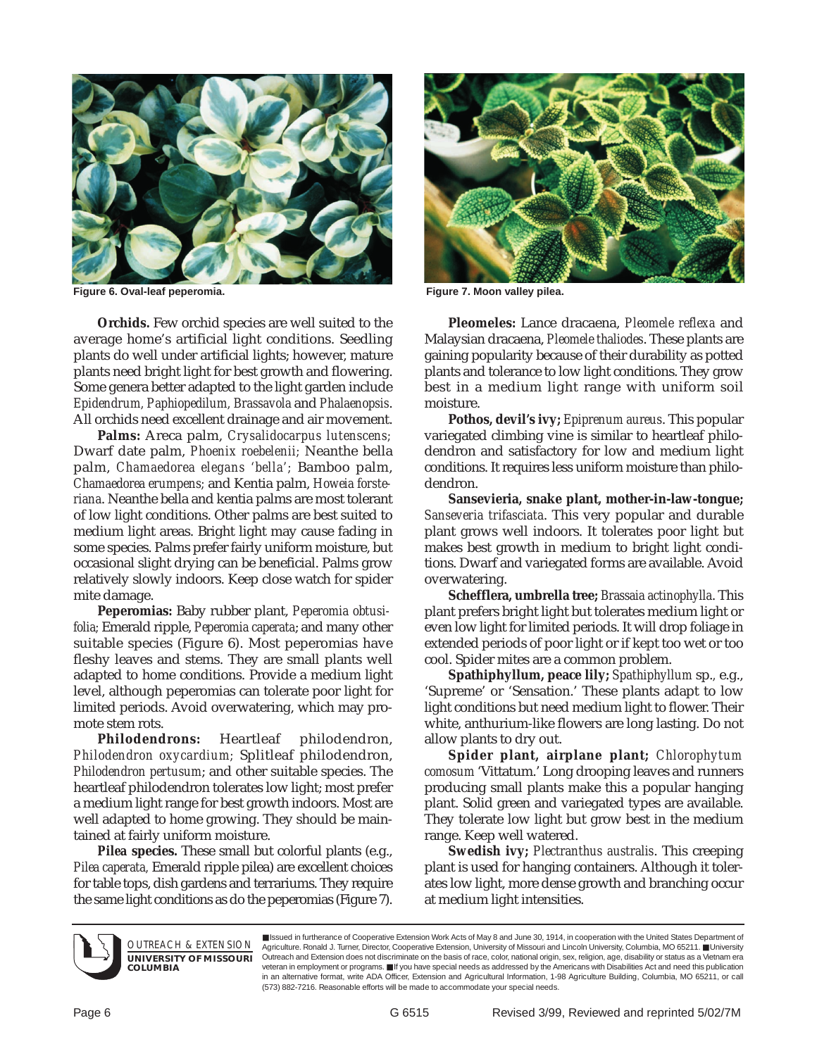Figure 6. Oval-leaf peperomia.

Figure 7. Moon valley pilea.

**Orchids.** Few orchid species are well suited to the average home's artificial light conditions. Seedling plants do well under artificial lights; however, mature plants need bright light for best growth and flowering. Some genera better adapted to the light garden include *Epidendrum, Paphiopedilum, Brassavola* and *Phalaenopsis*. All orchids need excellent drainage and air movement.

**Palms:** Areca palm, *Crysalidocarpus lutenscens;* Dwarf date palm, *Phoenix roebelenii;* Neanthe bella palm, *Chamaedorea elegans 'bella';* Bamboo palm, *Chamaedorea erumpens;* and Kentia palm, *Howeia forsteriana*. Neanthe bella and kentia palms are most tolerant of low light conditions. Other palms are best suited to medium light areas. Bright light may cause fading in some species. Palms prefer fairly uniform moisture, but occasional slight drying can be beneficial. Palms grow relatively slowly indoors. Keep close watch for spider mite damage.

**Peperomias:** Baby rubber plant, *Peperomia obtusifolia*; Emerald ripple, *Peperomia caperata*; and many other suitable species (Figure 6). Most peperomias have fleshy leaves and stems. They are small plants well adapted to home conditions. Provide a medium light level, although peperomias can tolerate poor light for limited periods. Avoid overwatering, which may promote stem rots.

**Philodendrons:** Heartleaf philodendron, *Philodendron oxycardium;* Splitleaf philodendron, *Philodendron pertusum*; and other suitable species. The heartleaf philodendron tolerates low light; most prefer a medium light range for best growth indoors. Most are well adapted to home growing. They should be maintained at fairly uniform moisture.

**Pilea species.** These small but colorful plants (e.g., *Pilea caperata,* Emerald ripple pilea) are excellent choices for table tops, dish gardens and terrariums. They require the same light conditions as do the peperomias (Figure 7).

**Pleomeles:** Lance dracaena, *Pleomele reflexa* and Malaysian dracaena, *Pleomele thaliodes*. These plants are gaining popularity because of their durability as potted plants and tolerance to low light conditions. They grow best in a medium light range with uniform soil moisture.

**Pothos, devil's ivy;** *Epiprenum aureus*. This popular variegated climbing vine is similar to heartleaf philodendron and satisfactory for low and medium light conditions. It requires less uniform moisture than philodendron.

**Sansevieria, snake plant, mother-in-law-tongue;** *Sanseveria trifasciata*. This very popular and durable plant grows well indoors. It tolerates poor light but makes best growth in medium to bright light conditions. Dwarf and variegated forms are available. Avoid overwatering.

**Schefflera, umbrella tree;** *Brassaia actinophylla*. This plant prefers bright light but tolerates medium light or even low light for limited periods. It will drop foliage in extended periods of poor light or if kept too wet or too cool. Spider mites are a common problem.

**Spathiphyllum, peace lily;** *Spathiphyllum* sp., e.g., 'Supreme' or 'Sensation.' These plants adapt to low light conditions but need medium light to flower. Their white, anthurium-like flowers are long lasting. Do not allow plants to dry out.

**Spider plant, airplane plant;** *Chlorophytum comosum* 'Vittatum.' Long drooping leaves and runners producing small plants make this a popular hanging plant. Solid green and variegated types are available. They tolerate low light but grow best in the medium range. Keep well watered.

**Swedish ivy;** *Plectranthus australis*. This creeping plant is used for hanging containers. Although it tolerates low light, more dense growth and branching occur at medium light intensities.

OUTREACH & EXTENSION
UNIVERSITY OF MISSOURI
COLUMBIA

■ Issued in furtherance of Cooperative Extension Work Acts of May 8 and June 30, 1914, in cooperation with the United States Department of Agriculture. Ronald J. Turner, Director, Cooperative Extension, University of Missouri and Lincoln University, Columbia, MO 65211. ■ University Outreach and Extension does not discriminate on the basis of race, color, national origin, sex, religion, age, disability or status as a Vietnam era veteran in employment or programs. ■ If you have special needs as addressed by the Americans with Disabilities Act and need this publication in an alternative format, write ADA Officer, Extension and Agricultural Information, 1-98 Agriculture Building, Columbia, MO 65211, or call (573) 882-7216. Reasonable efforts will be made to accommodate your special needs.

G 6515 Revised 3/99, Reviewed and reprinted 5/02/7M